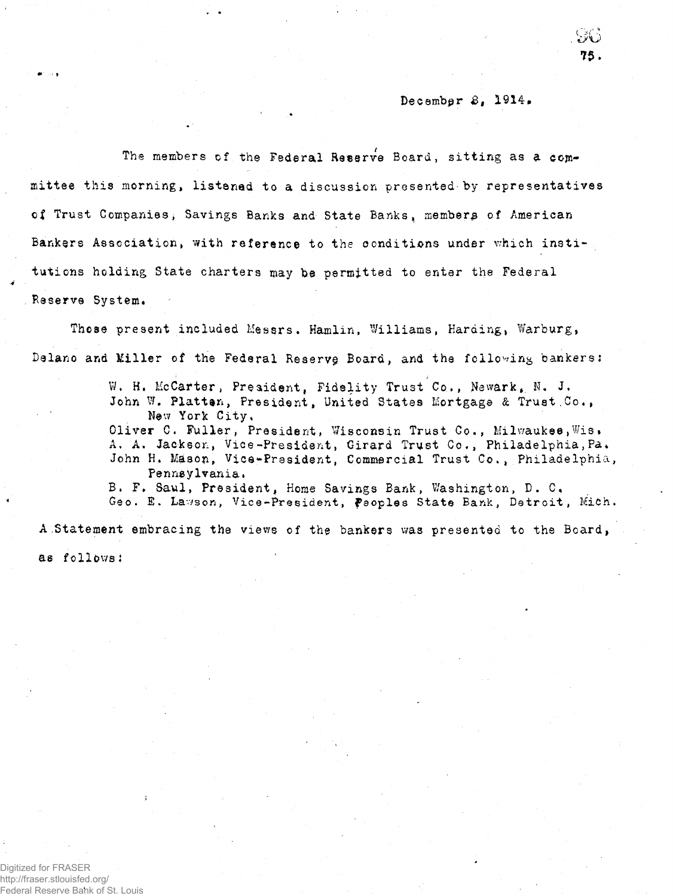December 8, 1914.

The members of the Federal Reserve Board, sitting as a committee this morning, listened to a discussion presented by representatives of Trust Companies, Savings Banks and State Banks, members of American Bankers Association, with reference to the conditions under which institutions holding State charters may be permitted to enter the Federal Reserve System.

Those present included Messrs. Hamlin, Williams, Harding, Warburg, Delano and Miller of the Federal Reserve Board, and the following bankers:

W. H. McCarter, President, Fidelity Trust Co., Newark, N. J.
John W. Platten, President, United States Mortgage & Trust Co., New York City.
Oliver C. Fuller, President, Wisconsin Trust Co., Milwaukee, Wis.
A. A. Jackson, Vice-President, Girard Trust Co., Philadelphia, Pa.
John H. Mason, Vice-President, Commercial Trust Co., Philadelphia, Pennsylvania.
B. F. Saul, President, Home Savings Bank, Washington, D. C.
Geo. E. Lawson, Vice-President, Peoples State Bank, Detroit, Mich.

A Statement embracing the views of the bankers was presented to the Board, as follows: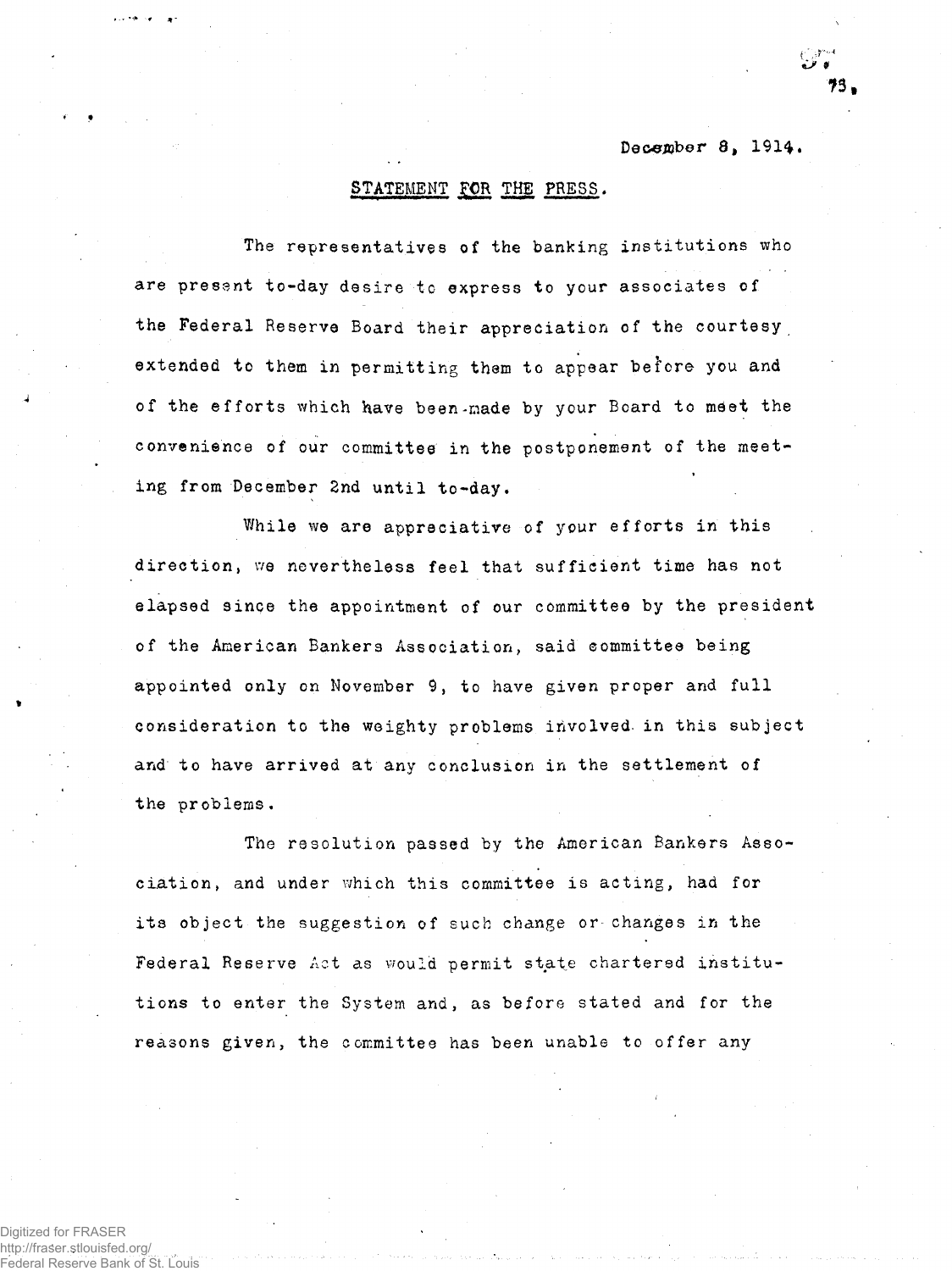December 8, 1914.

STATEMENT FOR THE PRESS.

The representatives of the banking institutions who are present to-day desire to express to your associates of the Federal Reserve Board their appreciation of the courtesy extended to them in permitting them to appear before you and of the efforts which have been made by your Board to meet the convenience of our committee in the postponement of the meeting from December 2nd until to-day.

While we are appreciative of your efforts in this direction, we nevertheless feel that sufficient time has not elapsed since the appointment of our committee by the president of the American Bankers Association, said committee being appointed only on November 9, to have given proper and full consideration to the weighty problems involved in this subject and to have arrived at any conclusion in the settlement of the problems.

The resolution passed by the American Bankers Association, and under which this committee is acting, had for its object the suggestion of such change or changes in the Federal Reserve Act as would permit state chartered institutions to enter the System and, as before stated and for the reasons given, the committee has been unable to offer any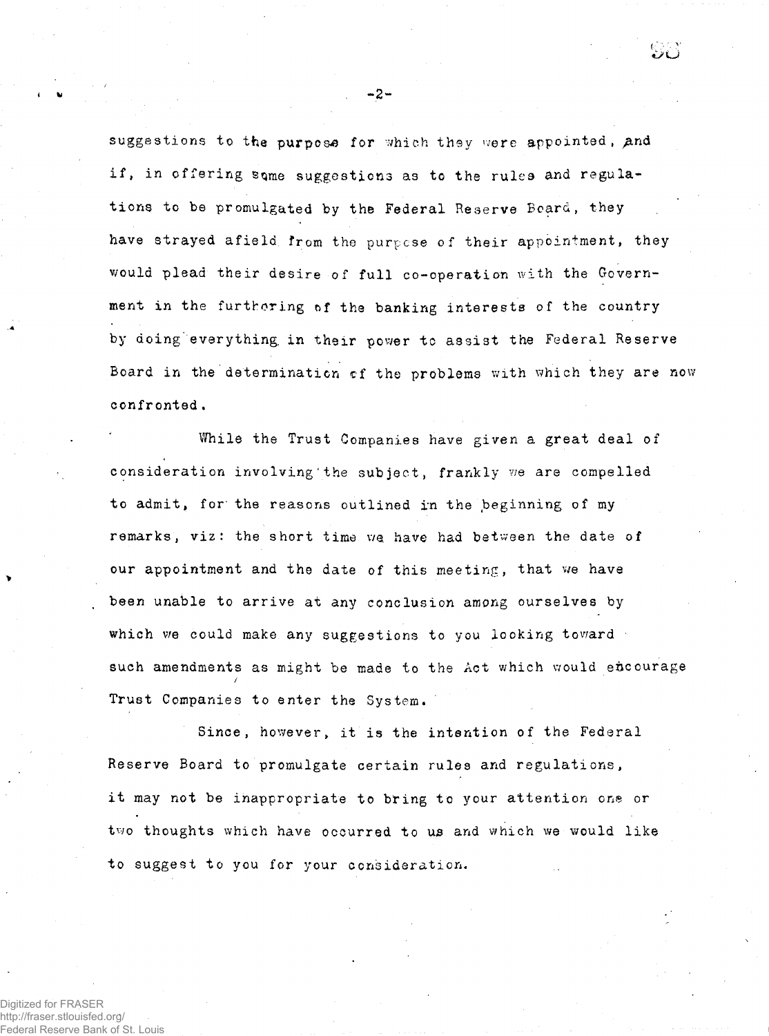suggestions to the purpose for which they were appointed, and if, in offering some suggestions as to the rules and regulations to be promulgated by the Federal Reserve Board, they have strayed afield from the purpose of their appointment, they would plead their desire of full co-operation with the Government in the furthering of the banking interests of the country by doing everything in their power to assist the Federal Reserve Board in the determination of the problems with which they are now confronted.

While the Trust Companies have given a great deal of consideration involving the subject, frankly we are compelled to admit, for the reasons outlined in the beginning of my remarks, viz: the short time we have had between the date of our appointment and the date of this meeting, that we have been unable to arrive at any conclusion among ourselves by which we could make any suggestions to you looking toward such amendments as might be made to the Act which would encourage Trust Companies to enter the System.

Since, however, it is the intention of the Federal Reserve Board to promulgate certain rules and regulations, it may not be inappropriate to bring to your attention one or two thoughts which have occurred to us and which we would like to suggest to you for your consideration.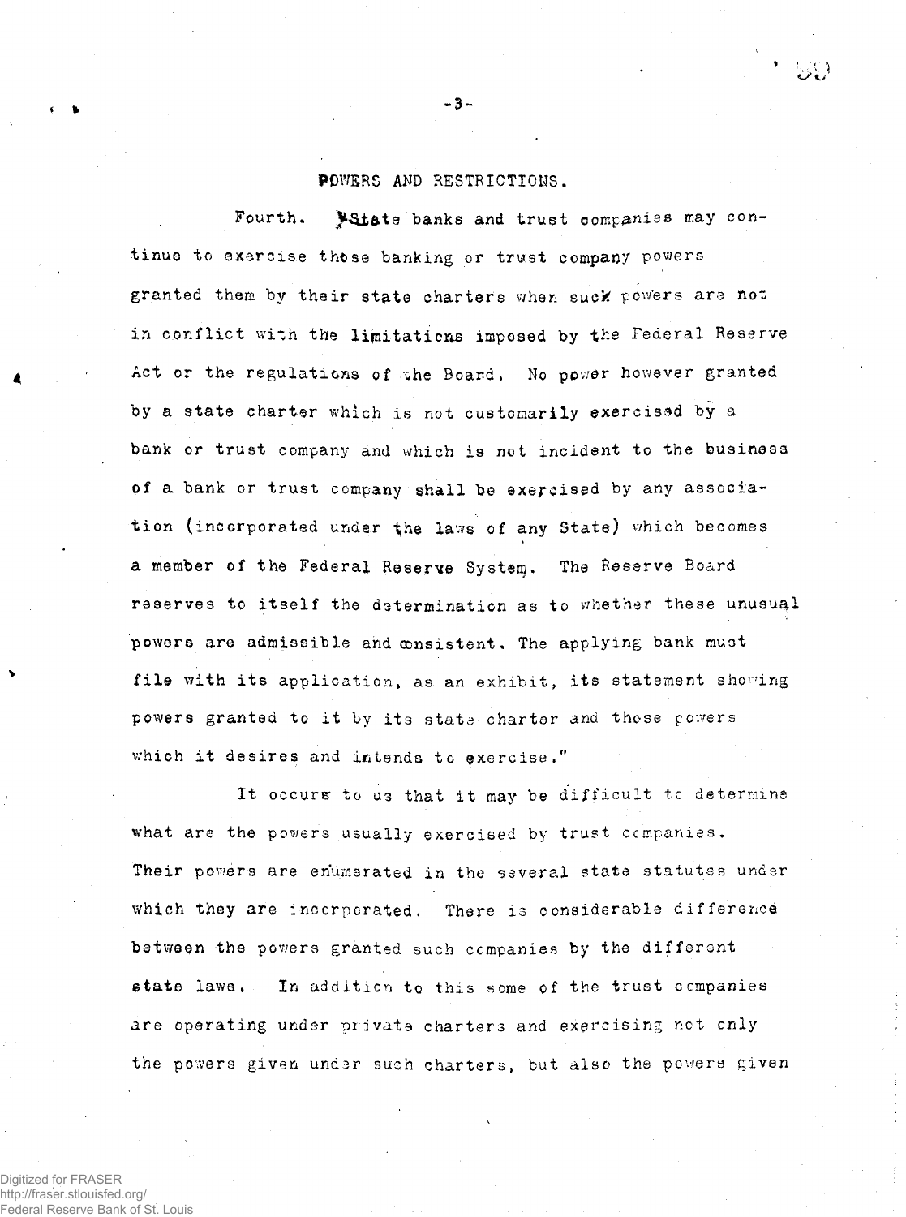## POWERS AND RESTRICTIONS.

Fourth. State banks and trust companies may continue to exercise those banking or trust company powers granted them by their state charters when such powers are not in conflict with the limitations imposed by the Federal Reserve Act or the regulations of the Board. No power however granted by a state charter which is not customarily exercised by a bank or trust company and which is not incident to the business of a bank or trust company shall be exercised by any association (incorporated under the laws of any State) which becomes a member of the Federal Reserve System. The Reserve Board reserves to itself the determination as to whether these unusual powers are admissible and consistent. The applying bank must file with its application, as an exhibit, its statement showing powers granted to it by its state charter and those powers which it desires and intends to exercise."

It occurs to us that it may be difficult to determine what are the powers usually exercised by trust companies. Their powers are enumerated in the several state statutes under which they are incorporated. There is considerable difference between the powers granted such companies by the different state laws. In addition to this some of the trust companies are operating under private charters and exercising not only the powers given under such charters, but also the powers given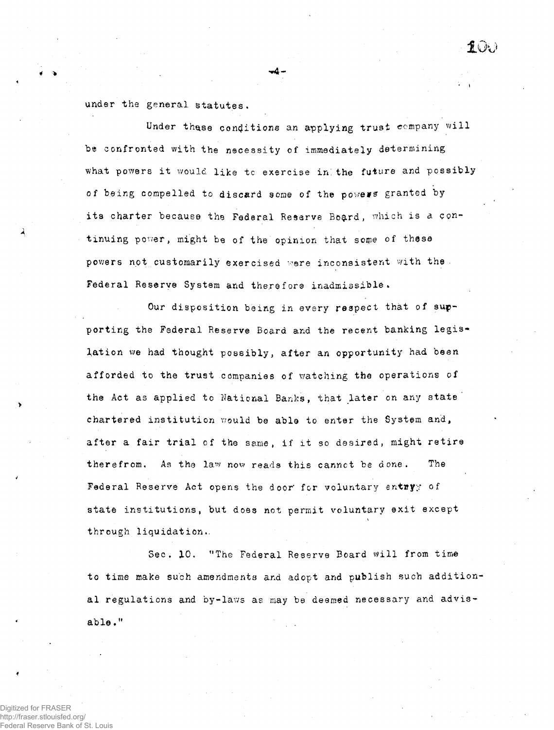under the general statutes.

Under these conditions an applying trust company will be confronted with the necessity of immediately determining what powers it would like to exercise in the future and possibly of being compelled to discard some of the powers granted by its charter because the Federal Reserve Board, which is a continuing power, might be of the opinion that some of these powers not customarily exercised were inconsistent with the Federal Reserve System and therefore inadmissible.

Our disposition being in every respect that of supporting the Federal Reserve Board and the recent banking legislation we had thought possibly, after an opportunity had been afforded to the trust companies of watching the operations of the Act as applied to National Banks, that later on any state chartered institution would be able to enter the System and, after a fair trial of the same, if it so desired, might retire therefrom. As the law now reads this cannot be done. The Federal Reserve Act opens the door for voluntary entry of state institutions, but does not permit voluntary exit except through liquidation.

Sec. 10. "The Federal Reserve Board will from time to time make such amendments and adopt and publish such additional regulations and by-laws as may be deemed necessary and advisable."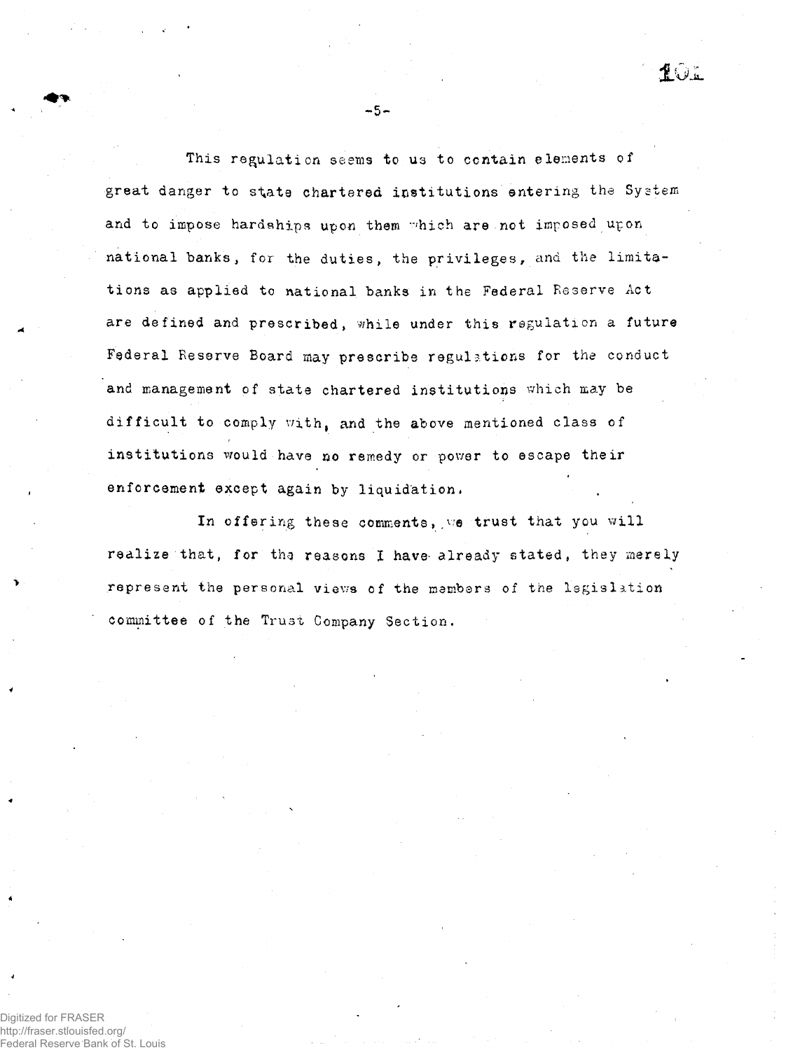This regulation seems to us to contain elements of great danger to state chartered institutions entering the System and to impose hardships upon them which are not imposed upon national banks, for the duties, the privileges, and the limitations as applied to national banks in the Federal Reserve Act are defined and prescribed, while under this regulation a future Federal Reserve Board may prescribe regulations for the conduct and management of state chartered institutions which may be difficult to comply with, and the above mentioned class of institutions would have no remedy or power to escape their enforcement except again by liquidation.

In offering these comments, we trust that you will realize that, for the reasons I have already stated, they merely represent the personal views of the members of the legislation committee of the Trust Company Section.